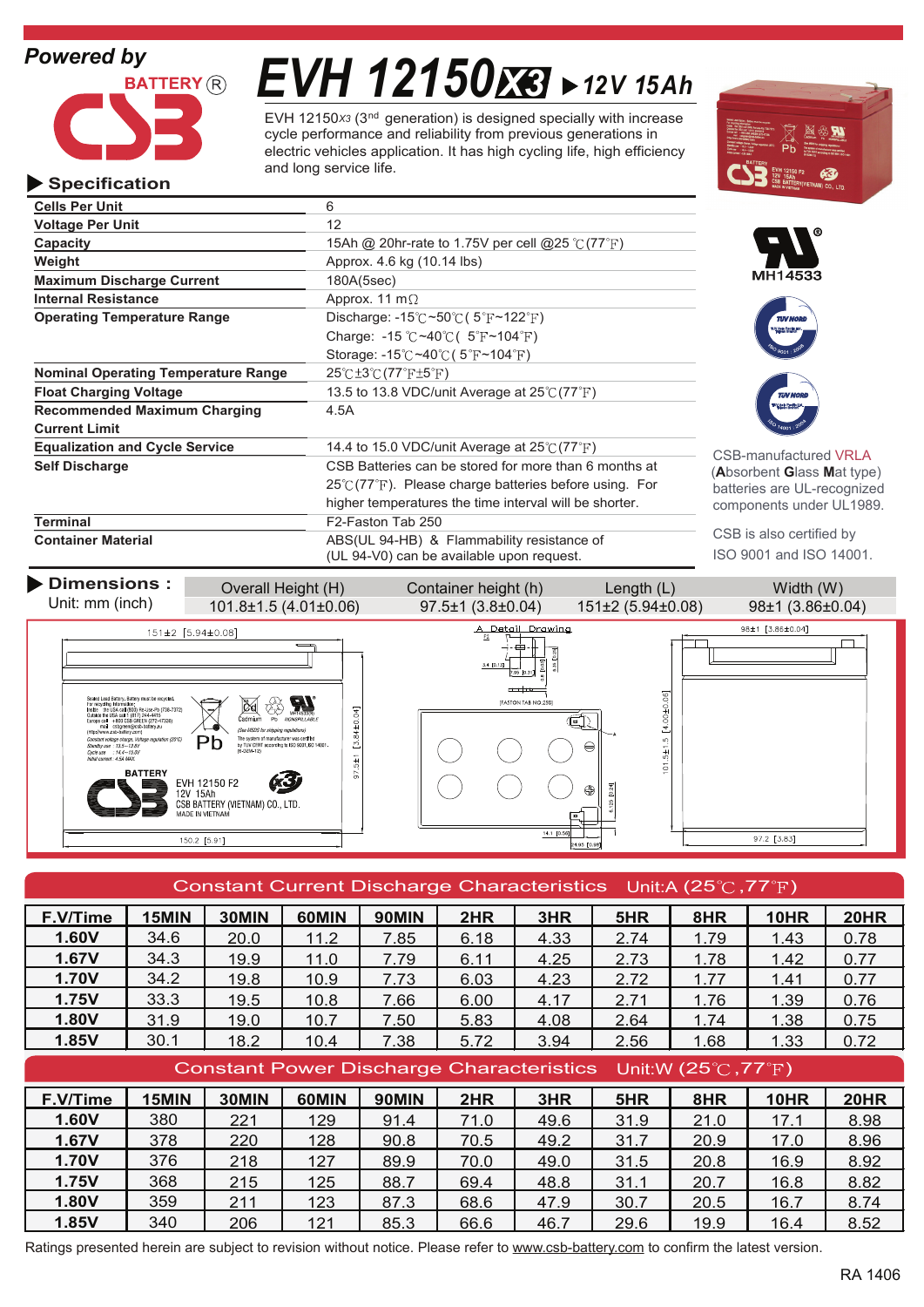Powered by

BATTERY®

CSB

# EVH 12150X3 ▶ 12V 15Ah

EVH 12150X3 (3[rd] generation) is designed specially with increase cycle performance and reliability from previous generations in electric vehicles application. It has high cycling life, high efficiency and long service life.

## ▶ Specification

| | |
|---|---|
| **Cells Per Unit** | 6 |
| **Voltage Per Unit** | 12 |
| **Capacity** | 15Ah @ 20hr-rate to 1.75V per cell @25 ℃(77℉) |
| **Weight** | Approx. 4.6 kg (10.14 lbs) |
| **Maximum Discharge Current** | 180A(5sec) |
| **Internal Resistance** | Approx. 11 mΩ |
| **Operating Temperature Range** | Discharge: -15℃~50℃( 5℉~122℉)<br>Charge: -15 ℃~40℃( 5℉~104℉)<br>Storage: -15℃~40℃( 5℉~104℉) |
| **Nominal Operating Temperature Range** | 25℃±3℃(77℉±5℉) |
| **Float Charging Voltage** | 13.5 to 13.8 VDC/unit Average at 25℃(77℉) |
| **Recommended Maximum Charging Current Limit** | 4.5A |
| **Equalization and Cycle Service** | 14.4 to 15.0 VDC/unit Average at 25℃(77℉) |
| **Self Discharge** | CSB Batteries can be stored for more than 6 months at 25℃(77℉). Please charge batteries before using. For higher temperatures the time interval will be shorter. |
| **Terminal** | F2-Faston Tab 250 |
| **Container Material** | ABS(UL 94-HB) & Flammability resistance of (UL 94-V0) can be available upon request. |

MH14533

CSB-manufactured VRLA (**A**bsorbent **G**lass **M**at type) batteries are UL-recognized components under UL1989.

CSB is also certified by ISO 9001 and ISO 14001.

## ▶ Dimensions :

Unit: mm (inch)

| Overall Height (H) | Container height (h) | Length (L) | Width (W) |
|---|---|---|---|
| 101.8±1.5 (4.01±0.06) | 97.5±1 (3.8±0.04) | 151±2 (5.94±0.08) | 98±1 (3.86±0.04) |

## Constant Current Discharge Characteristics Unit:A (25℃,77℉)

| F.V/Time | 15MIN | 30MIN | 60MIN | 90MIN | 2HR | 3HR | 5HR | 8HR | 10HR | 20HR |
|---|---|---|---|---|---|---|---|---|---|---|
| 1.60V | 34.6 | 20.0 | 11.2 | 7.85 | 6.18 | 4.33 | 2.74 | 1.79 | 1.43 | 0.78 |
| 1.67V | 34.3 | 19.9 | 11.0 | 7.79 | 6.11 | 4.25 | 2.73 | 1.78 | 1.42 | 0.77 |
| 1.70V | 34.2 | 19.8 | 10.9 | 7.73 | 6.03 | 4.23 | 2.72 | 1.77 | 1.41 | 0.77 |
| 1.75V | 33.3 | 19.5 | 10.8 | 7.66 | 6.00 | 4.17 | 2.71 | 1.76 | 1.39 | 0.76 |
| 1.80V | 31.9 | 19.0 | 10.7 | 7.50 | 5.83 | 4.08 | 2.64 | 1.74 | 1.38 | 0.75 |
| 1.85V | 30.1 | 18.2 | 10.4 | 7.38 | 5.72 | 3.94 | 2.56 | 1.68 | 1.33 | 0.72 |

## Constant Power Discharge Characteristics Unit:W (25℃,77℉)

| F.V/Time | 15MIN | 30MIN | 60MIN | 90MIN | 2HR | 3HR | 5HR | 8HR | 10HR | 20HR |
|---|---|---|---|---|---|---|---|---|---|---|
| 1.60V | 380 | 221 | 129 | 91.4 | 71.0 | 49.6 | 31.9 | 21.0 | 17.1 | 8.98 |
| 1.67V | 378 | 220 | 128 | 90.8 | 70.5 | 49.2 | 31.7 | 20.9 | 17.0 | 8.96 |
| 1.70V | 376 | 218 | 127 | 89.9 | 70.0 | 49.0 | 31.5 | 20.8 | 16.9 | 8.92 |
| 1.75V | 368 | 215 | 125 | 88.7 | 69.4 | 48.8 | 31.1 | 20.7 | 16.8 | 8.82 |
| 1.80V | 359 | 211 | 123 | 87.3 | 68.6 | 47.9 | 30.7 | 20.5 | 16.7 | 8.74 |
| 1.85V | 340 | 206 | 121 | 85.3 | 66.6 | 46.7 | 29.6 | 19.9 | 16.4 | 8.52 |

Ratings presented herein are subject to revision without notice. Please refer to www.csb-battery.com to confirm the latest version.

RA 1406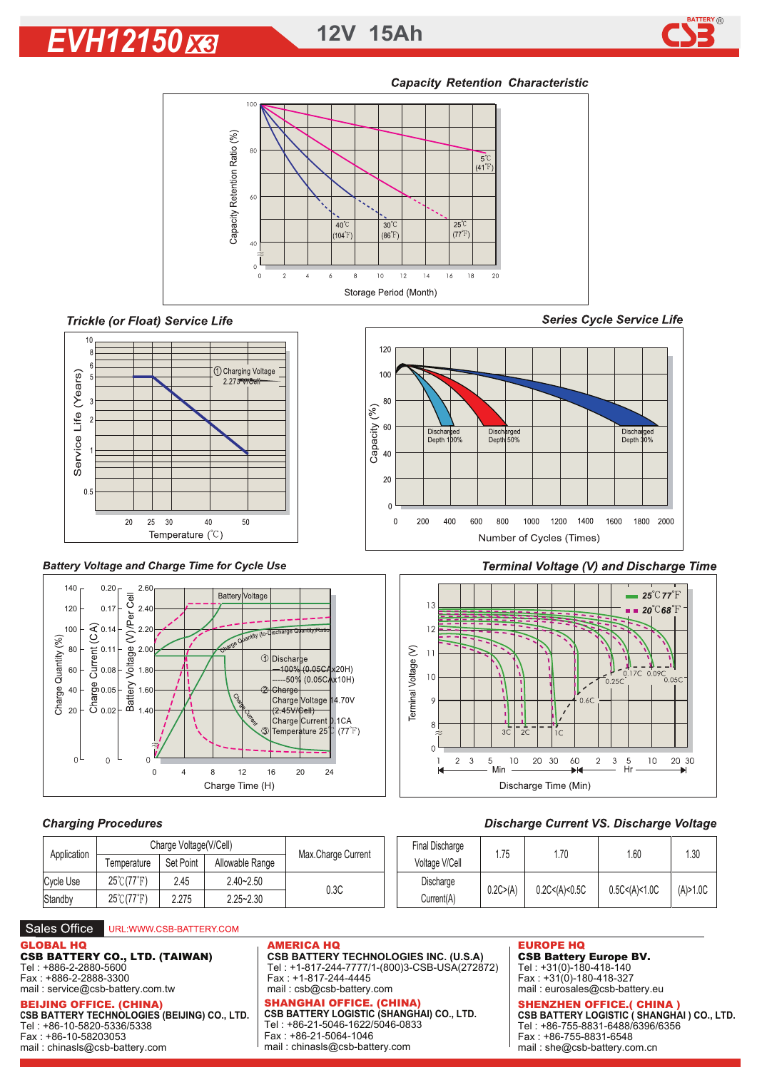# EVH12150 X3

12V 15Ah

CSB BATTERY ®

## Capacity Retention Characteristic

Capacity Retention Ratio (%)

100
80
60
40
0

0 2 4 6 8 10 12 14 16 18 20

Storage Period (Month)

5℃ (41℉)
40℃ (104℉)
30℃ (86℉)
25℃ (77℉)

## Trickle (or Float) Service Life

Service Life (Years)

10 8 6 5 3 2 1 0.5

20 25 30 40 50

Temperature (℃)

① Charging Voltage 2.275V/Cell

## Series Cycle Service Life

Capacity (%)

120 100 80 60 40 20 0

0 200 400 600 800 1000 1200 1400 1600 1800 2000

Number of Cycles (Times)

Discharged Depth 100%
Discharged Depth 50%
Discharged Depth 30%

## Battery Voltage and Charge Time for Cycle Use

Charge Quantity (%): 140 120 100 80 60 40 20 0
Charge Current (CA): 0.20 0.17 0.14 0.11 0.08 0.05 0.02 0
Battery Voltage (V)/Per Cell: 2.60 2.40 2.20 2.00 1.80 1.60 1.40 0

0 4 8 12 16 20 24

Charge Time (H)

Battery Voltage
Charge Quantity (to-Discharge Quantity)Ratio
Charge Current

① Discharge
—100% (0.05CAx20H)
-----50% (0.05CAx10H)
② Charge
Charge Voltage 14.70V (2.45V/Cell)
Charge Current 0.1CA
③ Temperature 25℃ (77℉)

## Terminal Voltage (V) and Discharge Time

Terminal Voltage (V)

13 12 11 10 9 8 0

1 2 3 5 10 20 30 60 2 3 5 10 20 30

Min | Hr

Discharge Time (Min)

25℃77℉
20℃68℉

3C 2C 1C 0.6C 0.25C 0.17C 0.09C 0.05C

## Charging Procedures

| Application | Charge Voltage(V/Cell) | | | Max.Charge Current |
|---|---|---|---|---|
| | Temperature | Set Point | Allowable Range | |
| Cycle Use | 25℃(77℉) | 2.45 | 2.40~2.50 | 0.3C |
| Standby | 25℃(77℉) | 2.275 | 2.25~2.30 | |

## Discharge Current VS. Discharge Voltage

| Final Discharge Voltage V/Cell | 1.75 | 1.70 | 1.60 | 1.30 |
|---|---|---|---|---|
| Discharge Current(A) | 0.2C>(A) | 0.2C<(A)<0.5C | 0.5C<(A)<1.0C | (A)>1.0C |

**Sales Office** URL:WWW.CSB-BATTERY.COM

**GLOBAL HQ**
**CSB BATTERY CO., LTD. (TAIWAN)**
Tel : +886-2-2880-5600
Fax : +886-2-2888-3300
mail : service@csb-battery.com.tw

**AMERICA HQ**
**CSB BATTERY TECHNOLOGIES INC. (U.S.A)**
Tel : +1-817-244-7777/1-(800)3-CSB-USA(272872)
Fax : +1-817-244-4445
mail : csb@csb-battery.com

**EUROPE HQ**
**CSB Battery Europe BV.**
Tel : +31(0)-180-418-140
Fax : +31(0)-180-418-327
mail : eurosales@csb-battery.eu

**BEIJING OFFICE. (CHINA)**
**CSB BATTERY TECHNOLOGIES (BEIJING) CO., LTD.**
Tel : +86-10-5820-5336/5338
Fax : +86-10-58203053
mail : chinasls@csb-battery.com

**SHANGHAI OFFICE. (CHINA)**
**CSB BATTERY LOGISTIC (SHANGHAI) CO., LTD.**
Tel : +86-21-5046-1622/5046-0833
Fax : +86-21-5064-1046
mail : chinasls@csb-battery.com

**SHENZHEN OFFICE.( CHINA )**
**CSB BATTERY LOGISTIC ( SHANGHAI ) CO., LTD.**
Tel : +86-755-8831-6488/6396/6356
Fax : +86-755-8831-6548
mail : she@csb-battery.com.cn